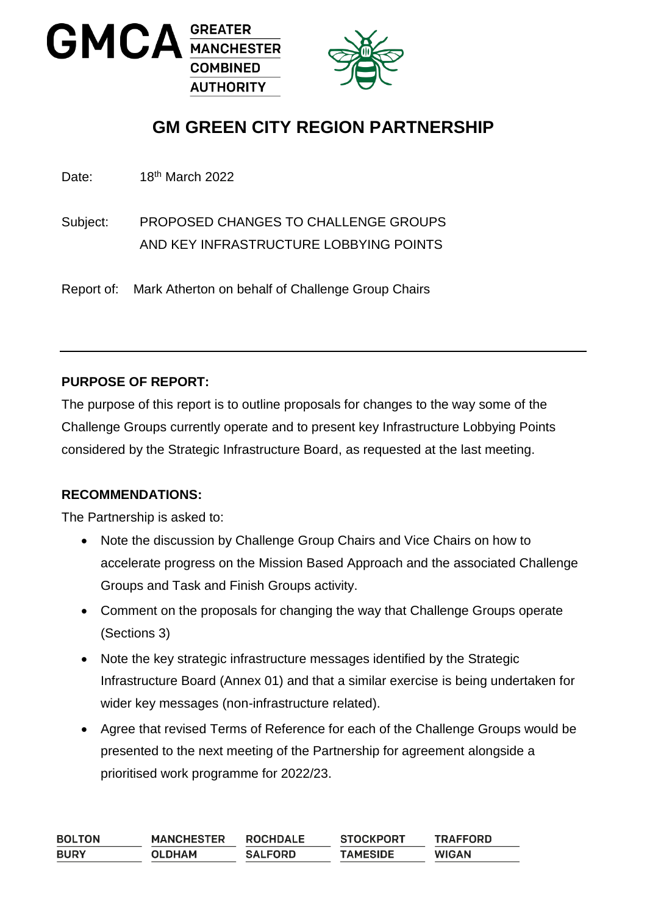GMCA GREATER MANCHESTER COMBINED AUTHORITY

# GM GREEN CITY REGION PARTNERSHIP

Date: 18th March 2022

Subject: PROPOSED CHANGES TO CHALLENGE GROUPS AND KEY INFRASTRUCTURE LOBBYING POINTS

Report of: Mark Atherton on behalf of Challenge Group Chairs

---

**PURPOSE OF REPORT:**

The purpose of this report is to outline proposals for changes to the way some of the Challenge Groups currently operate and to present key Infrastructure Lobbying Points considered by the Strategic Infrastructure Board, as requested at the last meeting.

**RECOMMENDATIONS:**

The Partnership is asked to:

- Note the discussion by Challenge Group Chairs and Vice Chairs on how to accelerate progress on the Mission Based Approach and the associated Challenge Groups and Task and Finish Groups activity.
- Comment on the proposals for changing the way that Challenge Groups operate (Sections 3)
- Note the key strategic infrastructure messages identified by the Strategic Infrastructure Board (Annex 01) and that a similar exercise is being undertaken for wider key messages (non-infrastructure related).
- Agree that revised Terms of Reference for each of the Challenge Groups would be presented to the next meeting of the Partnership for agreement alongside a prioritised work programme for 2022/23.

BOLTON | MANCHESTER | ROCHDALE | STOCKPORT | TRAFFORD
BURY | OLDHAM | SALFORD | TAMESIDE | WIGAN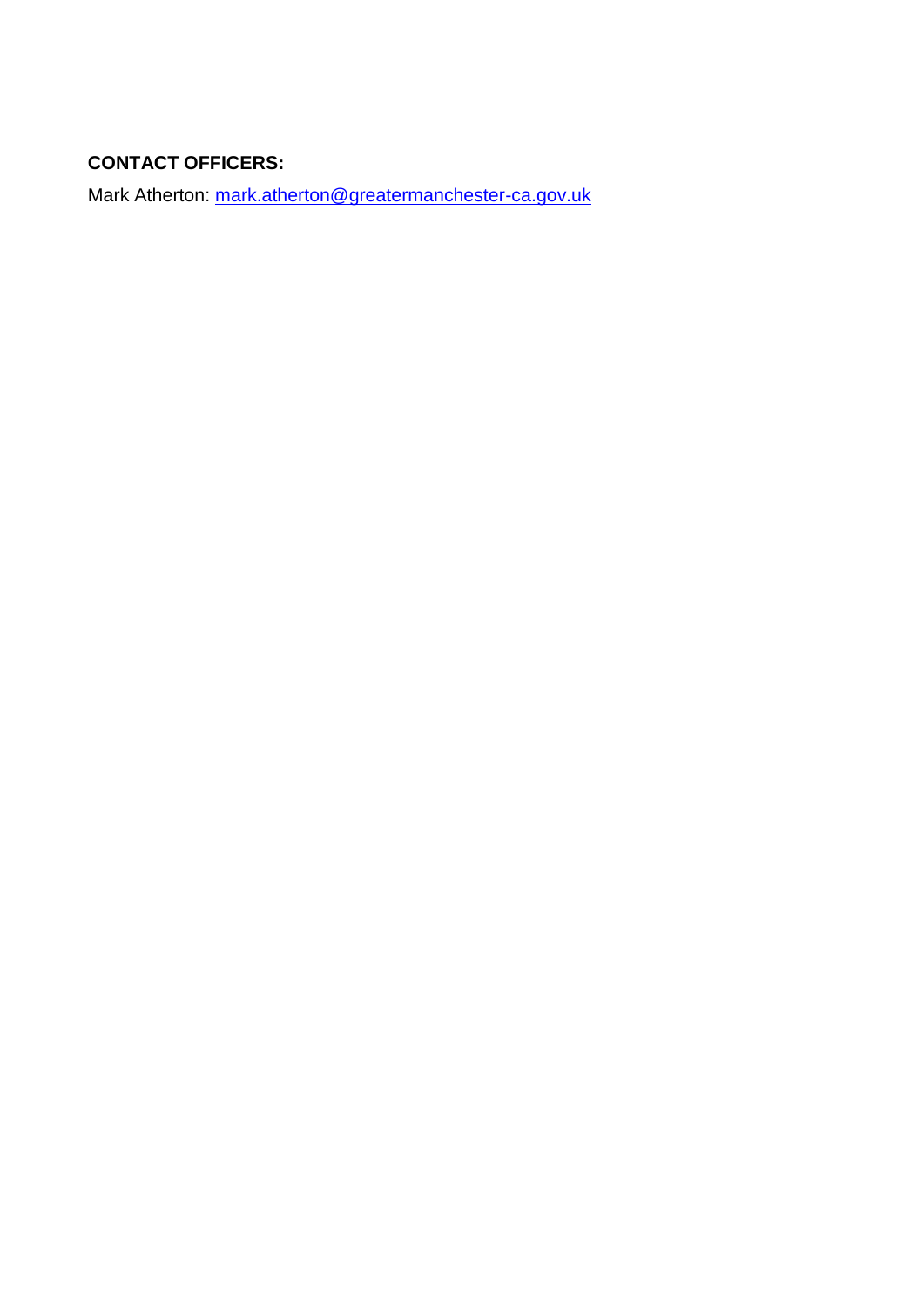**CONTACT OFFICERS:**

Mark Atherton: [mark.atherton@greatermanchester-ca.gov.uk](mailto:mark.atherton@greatermanchester-ca.gov.uk)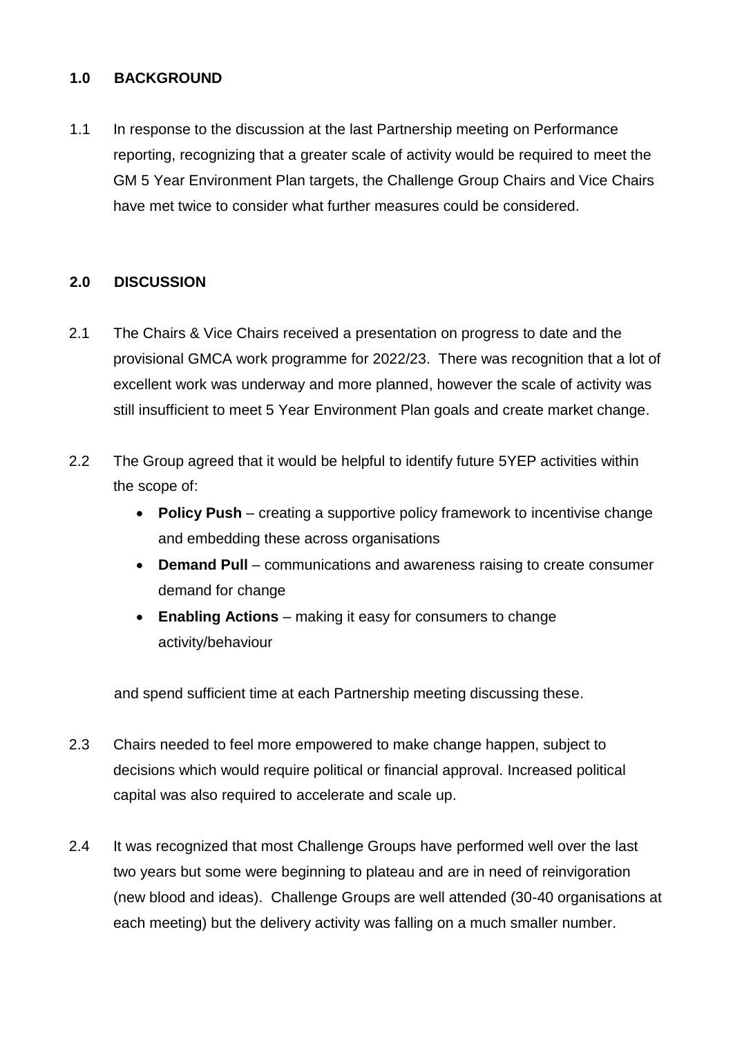## 1.0 BACKGROUND

1.1 In response to the discussion at the last Partnership meeting on Performance reporting, recognizing that a greater scale of activity would be required to meet the GM 5 Year Environment Plan targets, the Challenge Group Chairs and Vice Chairs have met twice to consider what further measures could be considered.

## 2.0 DISCUSSION

2.1 The Chairs & Vice Chairs received a presentation on progress to date and the provisional GMCA work programme for 2022/23. There was recognition that a lot of excellent work was underway and more planned, however the scale of activity was still insufficient to meet 5 Year Environment Plan goals and create market change.

2.2 The Group agreed that it would be helpful to identify future 5YEP activities within the scope of:

- **Policy Push** – creating a supportive policy framework to incentivise change and embedding these across organisations
- **Demand Pull** – communications and awareness raising to create consumer demand for change
- **Enabling Actions** – making it easy for consumers to change activity/behaviour

and spend sufficient time at each Partnership meeting discussing these.

2.3 Chairs needed to feel more empowered to make change happen, subject to decisions which would require political or financial approval. Increased political capital was also required to accelerate and scale up.

2.4 It was recognized that most Challenge Groups have performed well over the last two years but some were beginning to plateau and are in need of reinvigoration (new blood and ideas). Challenge Groups are well attended (30-40 organisations at each meeting) but the delivery activity was falling on a much smaller number.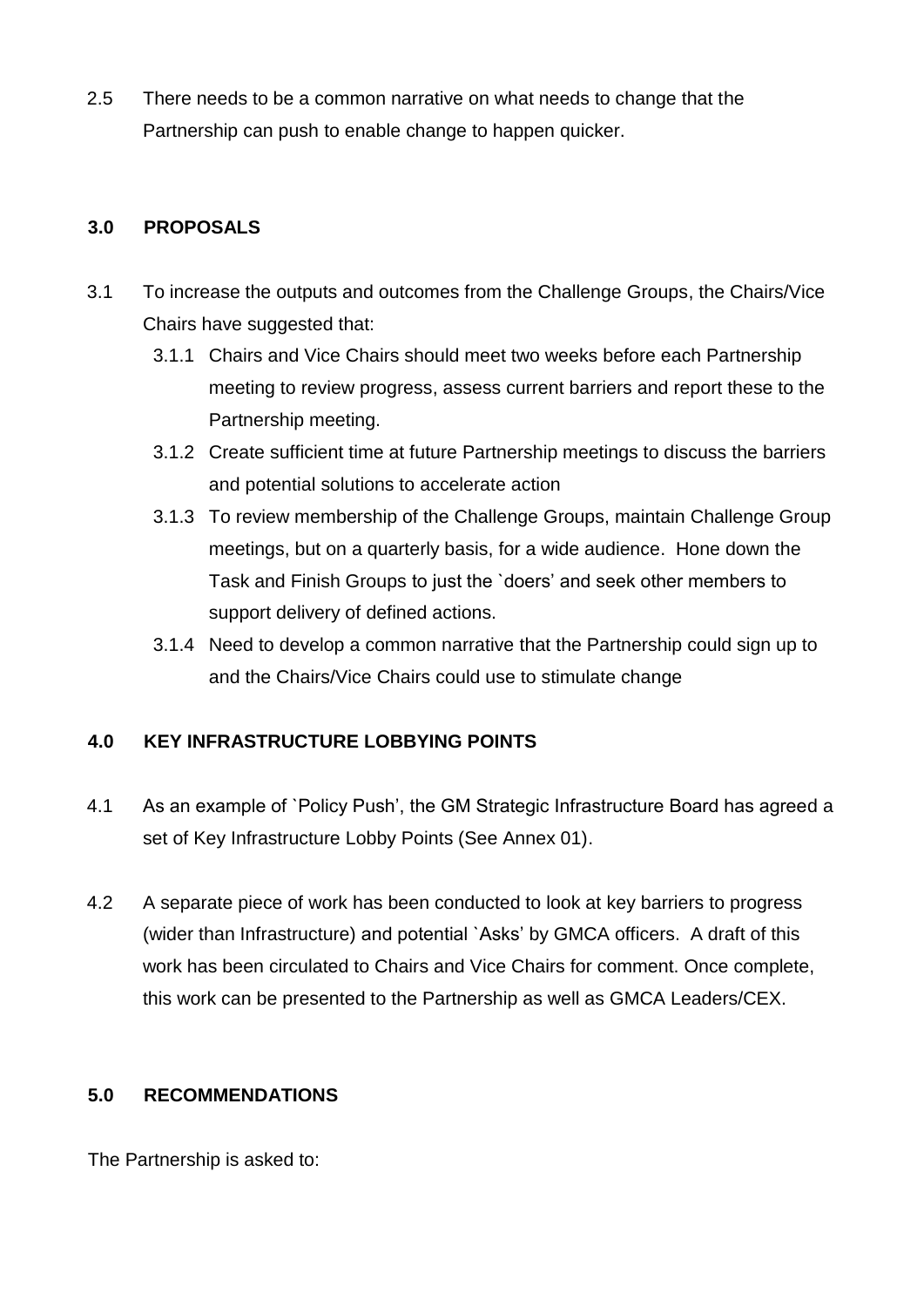2.5 There needs to be a common narrative on what needs to change that the Partnership can push to enable change to happen quicker.

## 3.0 PROPOSALS

3.1 To increase the outputs and outcomes from the Challenge Groups, the Chairs/Vice Chairs have suggested that:

- 3.1.1 Chairs and Vice Chairs should meet two weeks before each Partnership meeting to review progress, assess current barriers and report these to the Partnership meeting.
- 3.1.2 Create sufficient time at future Partnership meetings to discuss the barriers and potential solutions to accelerate action
- 3.1.3 To review membership of the Challenge Groups, maintain Challenge Group meetings, but on a quarterly basis, for a wide audience. Hone down the Task and Finish Groups to just the `doers' and seek other members to support delivery of defined actions.
- 3.1.4 Need to develop a common narrative that the Partnership could sign up to and the Chairs/Vice Chairs could use to stimulate change

## 4.0 KEY INFRASTRUCTURE LOBBYING POINTS

4.1 As an example of `Policy Push', the GM Strategic Infrastructure Board has agreed a set of Key Infrastructure Lobby Points (See Annex 01).

4.2 A separate piece of work has been conducted to look at key barriers to progress (wider than Infrastructure) and potential `Asks' by GMCA officers. A draft of this work has been circulated to Chairs and Vice Chairs for comment. Once complete, this work can be presented to the Partnership as well as GMCA Leaders/CEX.

## 5.0 RECOMMENDATIONS

The Partnership is asked to: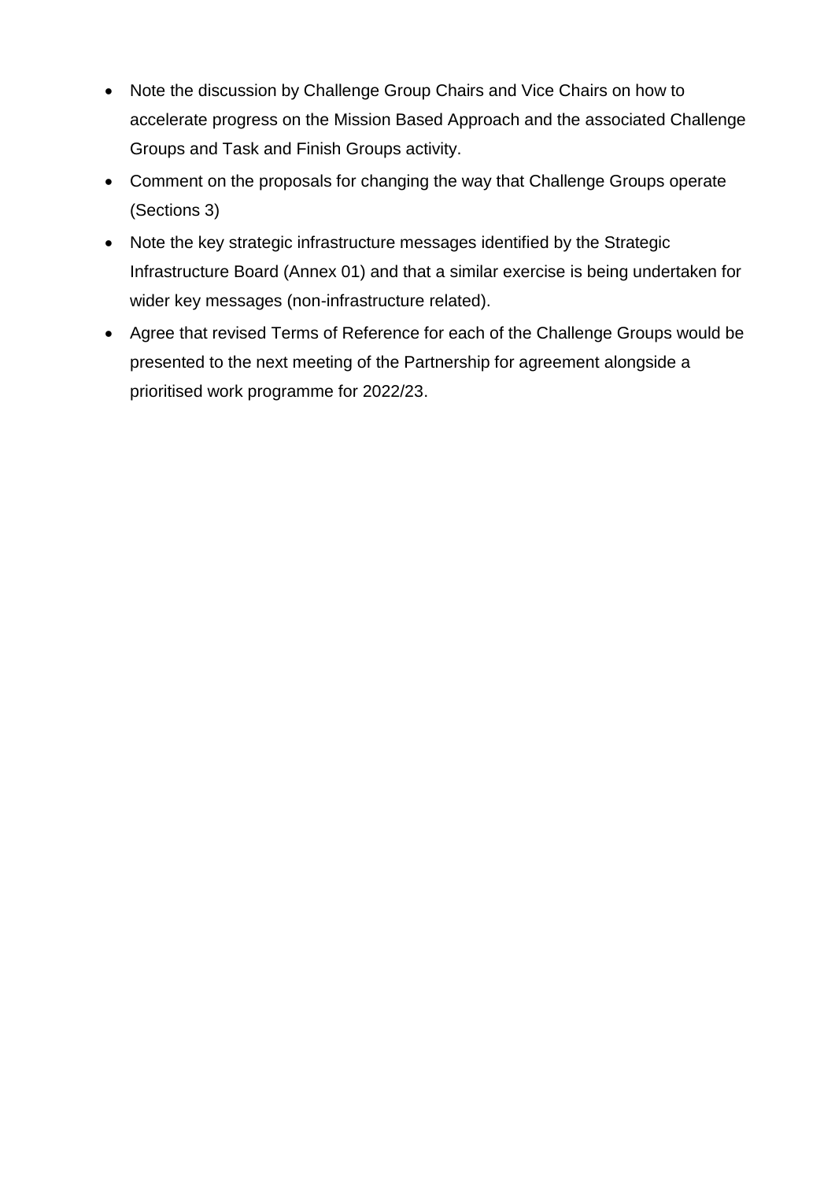- Note the discussion by Challenge Group Chairs and Vice Chairs on how to accelerate progress on the Mission Based Approach and the associated Challenge Groups and Task and Finish Groups activity.
- Comment on the proposals for changing the way that Challenge Groups operate (Sections 3)
- Note the key strategic infrastructure messages identified by the Strategic Infrastructure Board (Annex 01) and that a similar exercise is being undertaken for wider key messages (non-infrastructure related).
- Agree that revised Terms of Reference for each of the Challenge Groups would be presented to the next meeting of the Partnership for agreement alongside a prioritised work programme for 2022/23.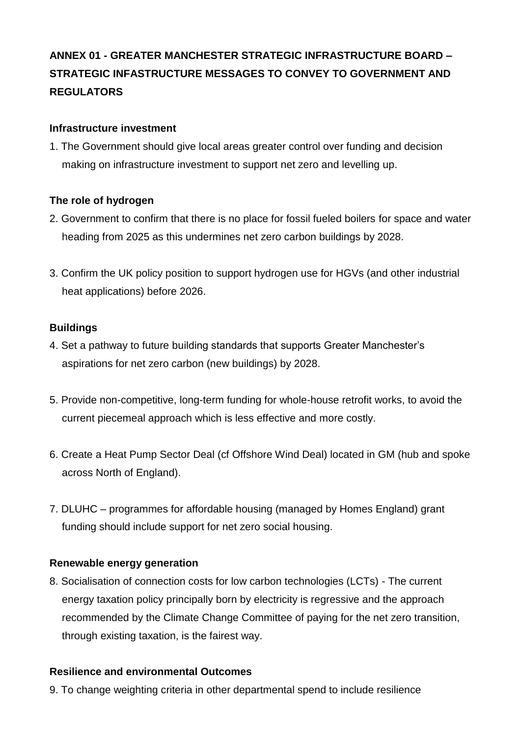**ANNEX 01 - GREATER MANCHESTER STRATEGIC INFRASTRUCTURE BOARD – STRATEGIC INFASTRUCTURE MESSAGES TO CONVEY TO GOVERNMENT AND REGULATORS**

**Infrastructure investment**

1. The Government should give local areas greater control over funding and decision making on infrastructure investment to support net zero and levelling up.

**The role of hydrogen**

2. Government to confirm that there is no place for fossil fueled boilers for space and water heading from 2025 as this undermines net zero carbon buildings by 2028.

3. Confirm the UK policy position to support hydrogen use for HGVs (and other industrial heat applications) before 2026.

**Buildings**

4. Set a pathway to future building standards that supports Greater Manchester's aspirations for net zero carbon (new buildings) by 2028.

5. Provide non-competitive, long-term funding for whole-house retrofit works, to avoid the current piecemeal approach which is less effective and more costly.

6. Create a Heat Pump Sector Deal (cf Offshore Wind Deal) located in GM (hub and spoke across North of England).

7. DLUHC – programmes for affordable housing (managed by Homes England) grant funding should include support for net zero social housing.

**Renewable energy generation**

8. Socialisation of connection costs for low carbon technologies (LCTs) - The current energy taxation policy principally born by electricity is regressive and the approach recommended by the Climate Change Committee of paying for the net zero transition, through existing taxation, is the fairest way.

**Resilience and environmental Outcomes**

9. To change weighting criteria in other departmental spend to include resilience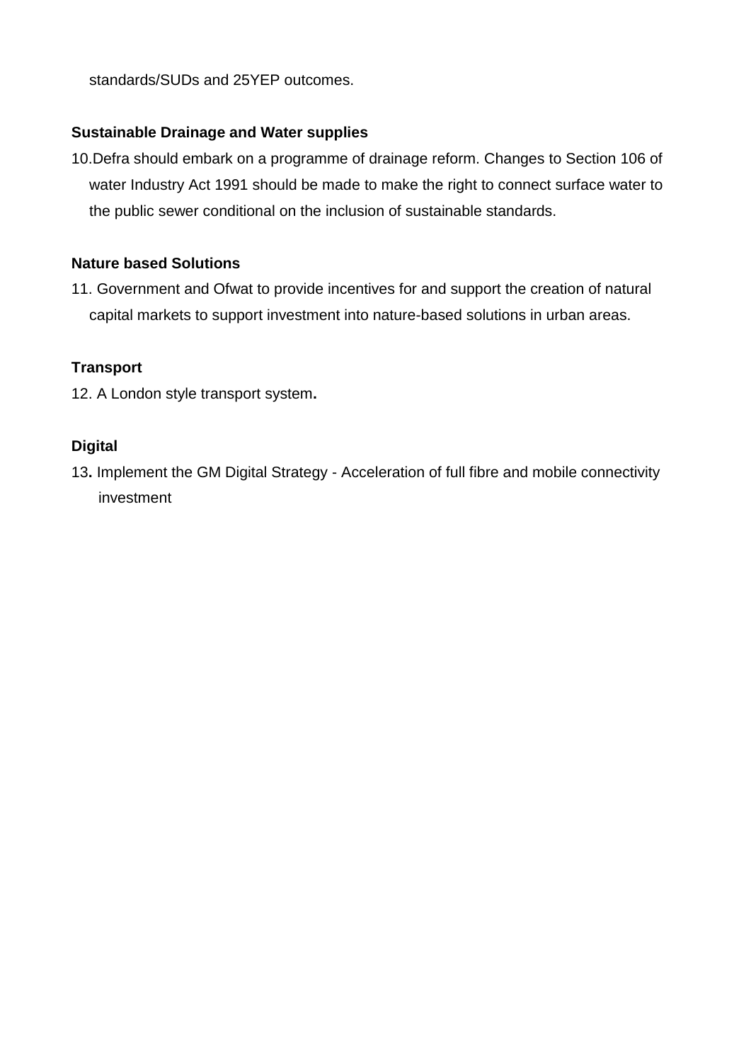standards/SUDs and 25YEP outcomes.

**Sustainable Drainage and Water supplies**

10. Defra should embark on a programme of drainage reform. Changes to Section 106 of water Industry Act 1991 should be made to make the right to connect surface water to the public sewer conditional on the inclusion of sustainable standards.

**Nature based Solutions**

11. Government and Ofwat to provide incentives for and support the creation of natural capital markets to support investment into nature-based solutions in urban areas.

**Transport**

12. A London style transport system**.**

**Digital**

13**.** Implement the GM Digital Strategy - Acceleration of full fibre and mobile connectivity investment